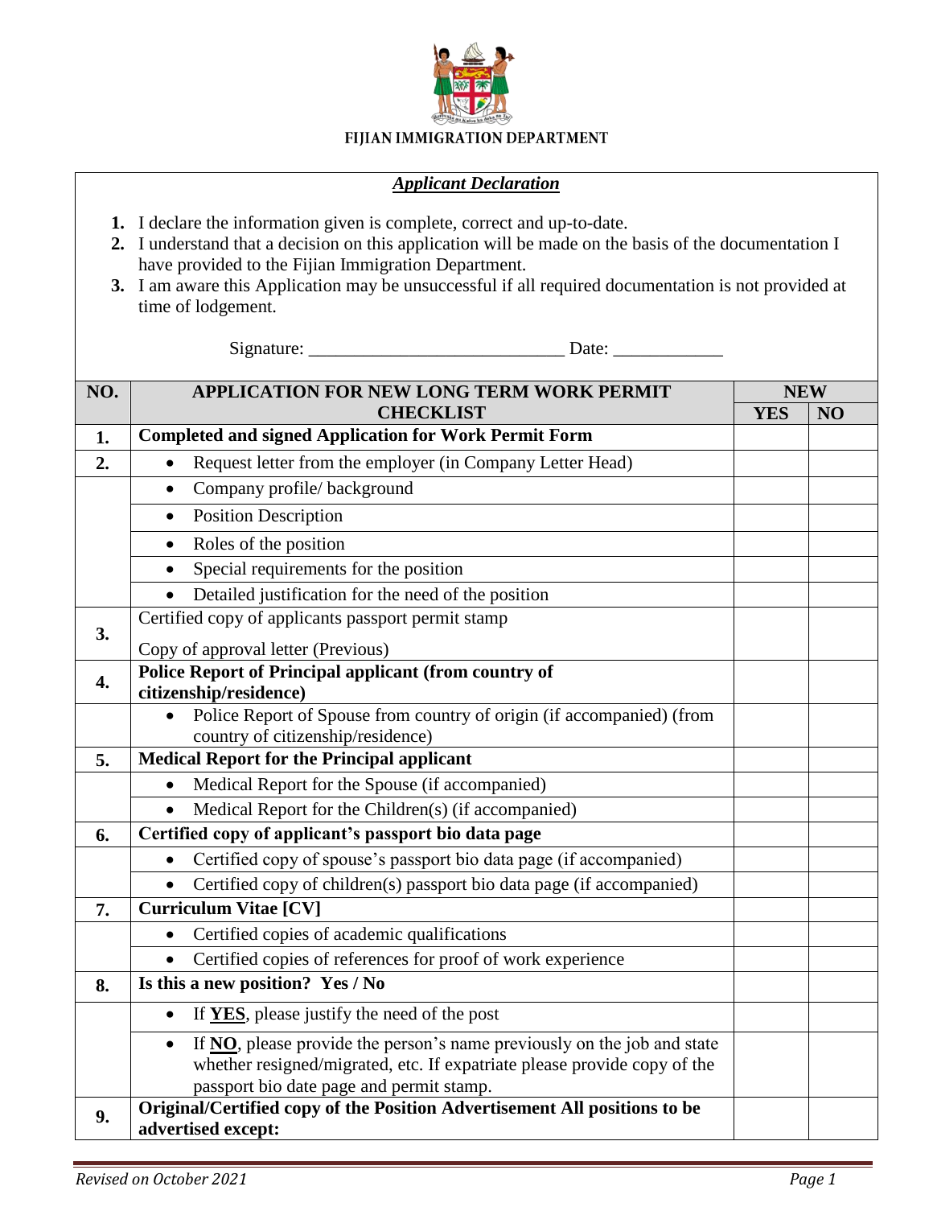**FIJIAN IMMIGRATION DEPARTMENT**

***Applicant Declaration***

1. I declare the information given is complete, correct and up-to-date.
2. I understand that a decision on this application will be made on the basis of the documentation I have provided to the Fijian Immigration Department.
3. I am aware this Application may be unsuccessful if all required documentation is not provided at time of lodgement.

Signature: ___________________________ Date: ____________

| NO. | APPLICATION FOR NEW LONG TERM WORK PERMIT CHECKLIST | NEW | |
|---|---|---|---|
| | | YES | NO |
| 1. | **Completed and signed Application for Work Permit Form** | | |
| 2. | • Request letter from the employer (in Company Letter Head) | | |
| | • Company profile/ background | | |
| | • Position Description | | |
| | • Roles of the position | | |
| | • Special requirements for the position | | |
| | • Detailed justification for the need of the position | | |
| 3. | Certified copy of applicants passport permit stamp<br>Copy of approval letter (Previous) | | |
| 4. | **Police Report of Principal applicant (from country of citizenship/residence)** | | |
| | • Police Report of Spouse from country of origin (if accompanied) (from country of citizenship/residence) | | |
| 5. | **Medical Report for the Principal applicant** | | |
| | • Medical Report for the Spouse (if accompanied) | | |
| | • Medical Report for the Children(s) (if accompanied) | | |
| 6. | **Certified copy of applicant's passport bio data page** | | |
| | • Certified copy of spouse's passport bio data page (if accompanied) | | |
| | • Certified copy of children(s) passport bio data page (if accompanied) | | |
| 7. | **Curriculum Vitae [CV]** | | |
| | • Certified copies of academic qualifications | | |
| | • Certified copies of references for proof of work experience | | |
| 8. | **Is this a new position? Yes / No** | | |
| | • If **YES**, please justify the need of the post | | |
| | • If **NO**, please provide the person's name previously on the job and state whether resigned/migrated, etc. If expatriate please provide copy of the passport bio date page and permit stamp. | | |
| 9. | **Original/Certified copy of the Position Advertisement All positions to be advertised except:** | | |

*Revised on October 2021*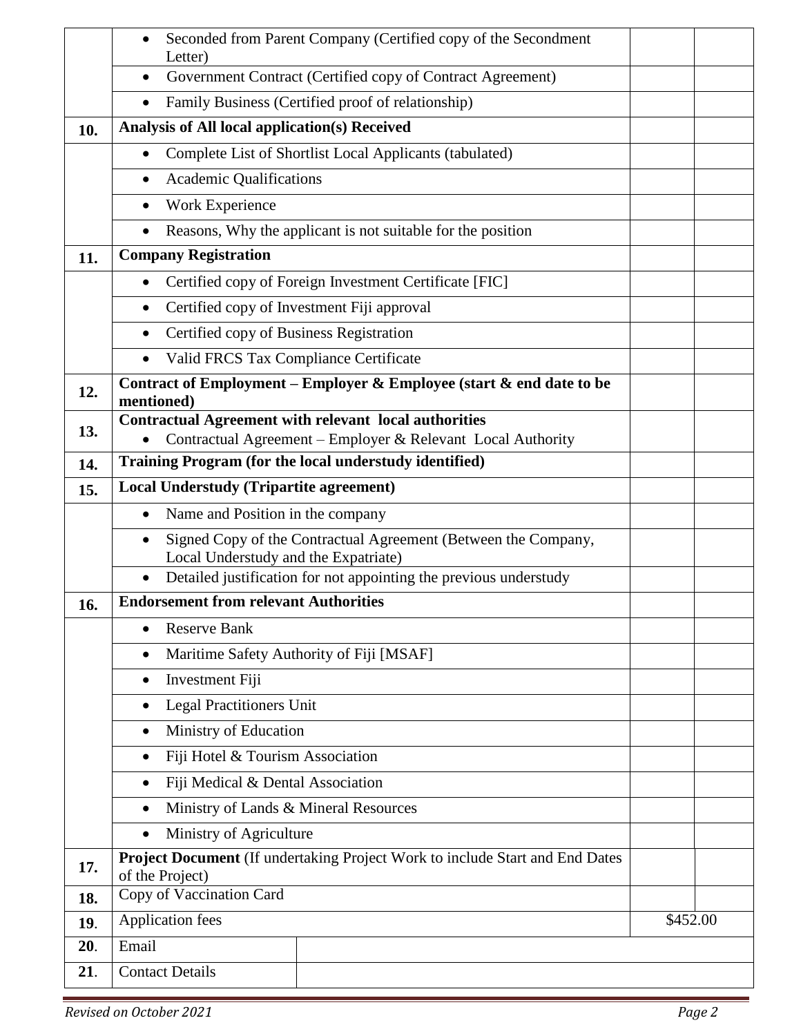| | | | |
|---|---|---|---|
| | • Seconded from Parent Company (Certified copy of the Secondment Letter) | | |
| | • Government Contract (Certified copy of Contract Agreement) | | |
| | • Family Business (Certified proof of relationship) | | |
| **10.** | **Analysis of All local application(s) Received** | | |
| | • Complete List of Shortlist Local Applicants (tabulated) | | |
| | • Academic Qualifications | | |
| | • Work Experience | | |
| | • Reasons, Why the applicant is not suitable for the position | | |
| **11.** | **Company Registration** | | |
| | • Certified copy of Foreign Investment Certificate [FIC] | | |
| | • Certified copy of Investment Fiji approval | | |
| | • Certified copy of Business Registration | | |
| | • Valid FRCS Tax Compliance Certificate | | |
| **12.** | **Contract of Employment – Employer & Employee (start & end date to be mentioned)** | | |
| **13.** | **Contractual Agreement with relevant local authorities**<br>• Contractual Agreement – Employer & Relevant Local Authority | | |
| **14.** | **Training Program (for the local understudy identified)** | | |
| **15.** | **Local Understudy (Tripartite agreement)** | | |
| | • Name and Position in the company | | |
| | • Signed Copy of the Contractual Agreement (Between the Company, Local Understudy and the Expatriate) | | |
| | • Detailed justification for not appointing the previous understudy | | |
| **16.** | **Endorsement from relevant Authorities** | | |
| | • Reserve Bank | | |
| | • Maritime Safety Authority of Fiji [MSAF] | | |
| | • Investment Fiji | | |
| | • Legal Practitioners Unit | | |
| | • Ministry of Education | | |
| | • Fiji Hotel & Tourism Association | | |
| | • Fiji Medical & Dental Association | | |
| | • Ministry of Lands & Mineral Resources | | |
| | • Ministry of Agriculture | | |
| **17.** | **Project Document** (If undertaking Project Work to include Start and End Dates of the Project) | | |
| **18.** | Copy of Vaccination Card | | |
| **19.** | Application fees | $452.00 | |
| **20.** | Email | | |
| **21.** | Contact Details | | |

*Revised on October 2021*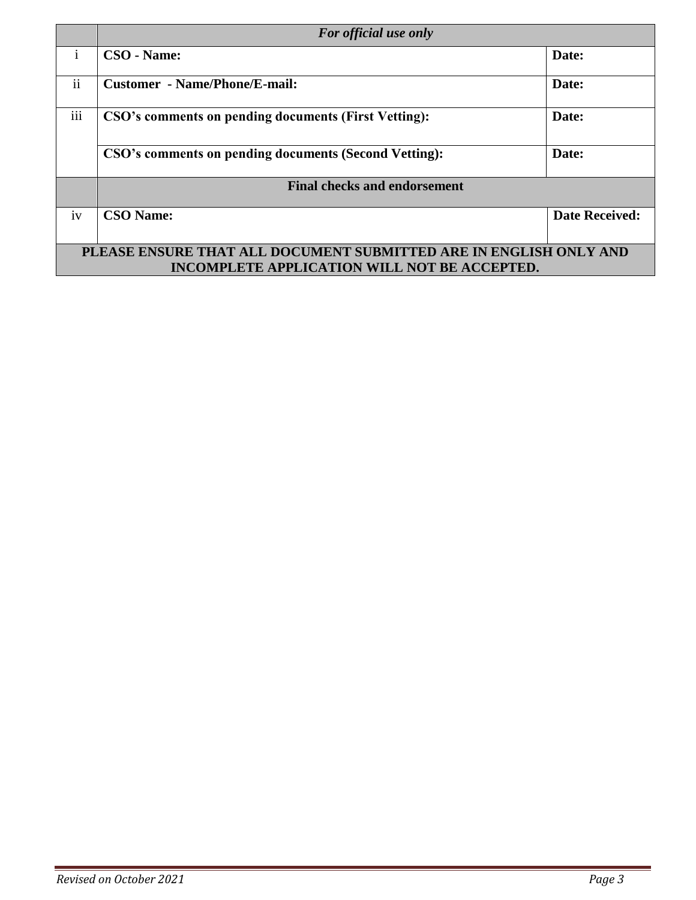| | *For official use only* | |
|---|---|---|
| i | **CSO - Name:** | **Date:** |
| ii | **Customer - Name/Phone/E-mail:** | **Date:** |
| iii | **CSO's comments on pending documents (First Vetting):** | **Date:** |
| | **CSO's comments on pending documents (Second Vetting):** | **Date:** |
| | **Final checks and endorsement** | |
| iv | **CSO Name:** | **Date Received:** |
| **PLEASE ENSURE THAT ALL DOCUMENT SUBMITTED ARE IN ENGLISH ONLY AND INCOMPLETE APPLICATION WILL NOT BE ACCEPTED.** | | |

*Revised on October 2021*